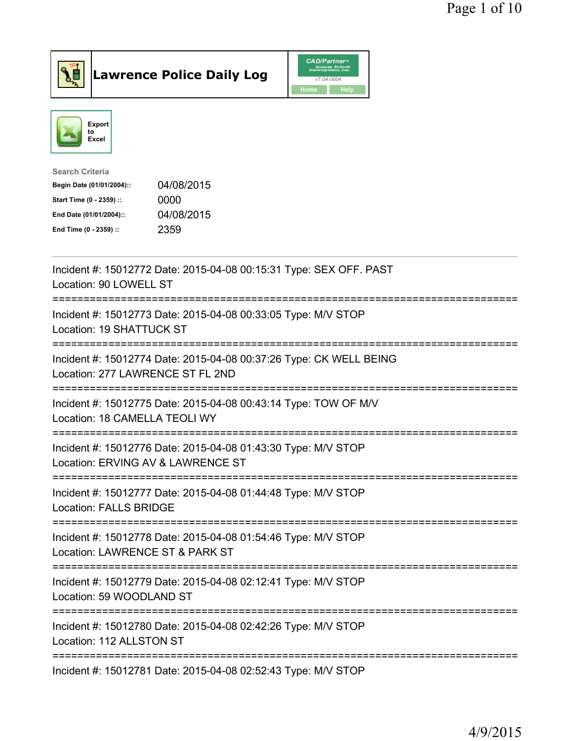# Lawrence Police Daily Log

CAD/Partner v7.04.0004

Home Help

Export to Excel

Search Criteria

| | |
|---|---|
| **Begin Date (01/01/2004)::** | 04/08/2015 |
| **Start Time (0 - 2359) ::** | 0000 |
| **End Date (01/01/2004)::** | 04/08/2015 |
| **End Time (0 - 2359) ::** | 2359 |

---

Incident #: 15012772 Date: 2015-04-08 00:15:31 Type: SEX OFF. PAST
Location: 90 LOWELL ST

===========================================================================

Incident #: 15012773 Date: 2015-04-08 00:33:05 Type: M/V STOP
Location: 19 SHATTUCK ST

===========================================================================

Incident #: 15012774 Date: 2015-04-08 00:37:26 Type: CK WELL BEING
Location: 277 LAWRENCE ST FL 2ND

===========================================================================

Incident #: 15012775 Date: 2015-04-08 00:43:14 Type: TOW OF M/V
Location: 18 CAMELLA TEOLI WY

===========================================================================

Incident #: 15012776 Date: 2015-04-08 01:43:30 Type: M/V STOP
Location: ERVING AV & LAWRENCE ST

===========================================================================

Incident #: 15012777 Date: 2015-04-08 01:44:48 Type: M/V STOP
Location: FALLS BRIDGE

===========================================================================

Incident #: 15012778 Date: 2015-04-08 01:54:46 Type: M/V STOP
Location: LAWRENCE ST & PARK ST

===========================================================================

Incident #: 15012779 Date: 2015-04-08 02:12:41 Type: M/V STOP
Location: 59 WOODLAND ST

===========================================================================

Incident #: 15012780 Date: 2015-04-08 02:42:26 Type: M/V STOP
Location: 112 ALLSTON ST

===========================================================================

Incident #: 15012781 Date: 2015-04-08 02:52:43 Type: M/V STOP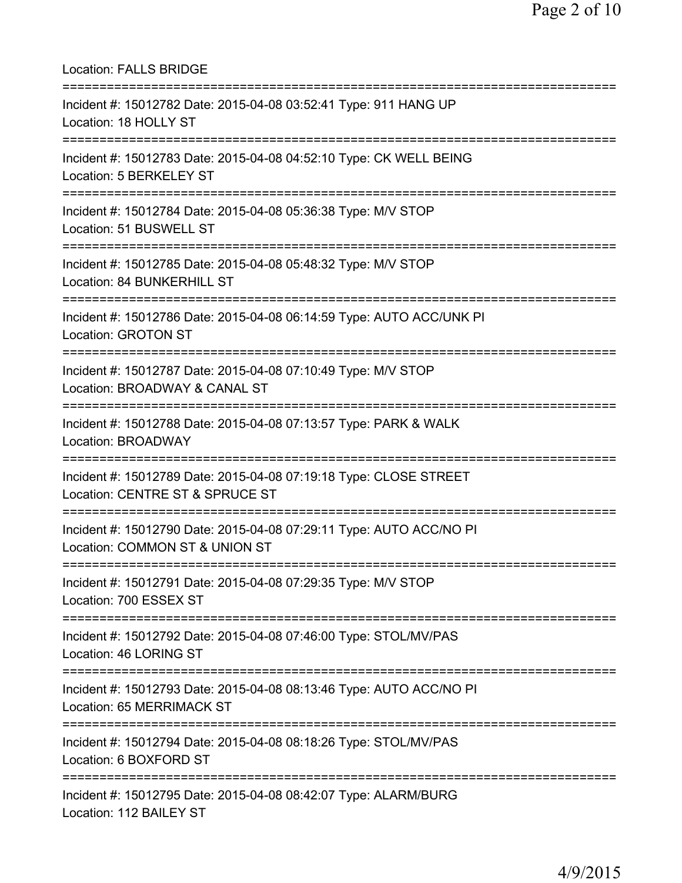Location: FALLS BRIDGE

===========================================================================

Incident #: 15012782 Date: 2015-04-08 03:52:41 Type: 911 HANG UP
Location: 18 HOLLY ST

===========================================================================

Incident #: 15012783 Date: 2015-04-08 04:52:10 Type: CK WELL BEING
Location: 5 BERKELEY ST

===========================================================================

Incident #: 15012784 Date: 2015-04-08 05:36:38 Type: M/V STOP
Location: 51 BUSWELL ST

===========================================================================

Incident #: 15012785 Date: 2015-04-08 05:48:32 Type: M/V STOP
Location: 84 BUNKERHILL ST

===========================================================================

Incident #: 15012786 Date: 2015-04-08 06:14:59 Type: AUTO ACC/UNK PI
Location: GROTON ST

===========================================================================

Incident #: 15012787 Date: 2015-04-08 07:10:49 Type: M/V STOP
Location: BROADWAY & CANAL ST

===========================================================================

Incident #: 15012788 Date: 2015-04-08 07:13:57 Type: PARK & WALK
Location: BROADWAY

===========================================================================

Incident #: 15012789 Date: 2015-04-08 07:19:18 Type: CLOSE STREET
Location: CENTRE ST & SPRUCE ST

===========================================================================

Incident #: 15012790 Date: 2015-04-08 07:29:11 Type: AUTO ACC/NO PI
Location: COMMON ST & UNION ST

===========================================================================

Incident #: 15012791 Date: 2015-04-08 07:29:35 Type: M/V STOP
Location: 700 ESSEX ST

===========================================================================

Incident #: 15012792 Date: 2015-04-08 07:46:00 Type: STOL/MV/PAS
Location: 46 LORING ST

===========================================================================

Incident #: 15012793 Date: 2015-04-08 08:13:46 Type: AUTO ACC/NO PI
Location: 65 MERRIMACK ST

===========================================================================

Incident #: 15012794 Date: 2015-04-08 08:18:26 Type: STOL/MV/PAS
Location: 6 BOXFORD ST

===========================================================================

Incident #: 15012795 Date: 2015-04-08 08:42:07 Type: ALARM/BURG
Location: 112 BAILEY ST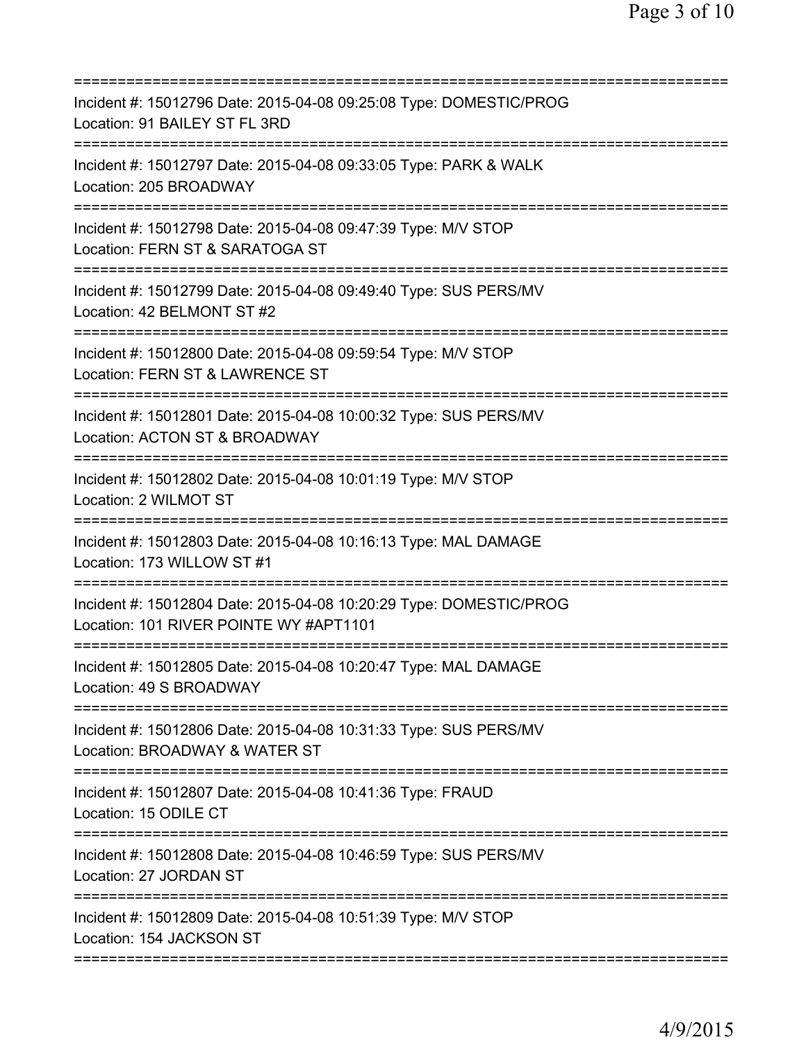===========================================================================

Incident #: 15012796 Date: 2015-04-08 09:25:08 Type: DOMESTIC/PROG
Location: 91 BAILEY ST FL 3RD

===========================================================================

Incident #: 15012797 Date: 2015-04-08 09:33:05 Type: PARK & WALK
Location: 205 BROADWAY

===========================================================================

Incident #: 15012798 Date: 2015-04-08 09:47:39 Type: M/V STOP
Location: FERN ST & SARATOGA ST

===========================================================================

Incident #: 15012799 Date: 2015-04-08 09:49:40 Type: SUS PERS/MV
Location: 42 BELMONT ST #2

===========================================================================

Incident #: 15012800 Date: 2015-04-08 09:59:54 Type: M/V STOP
Location: FERN ST & LAWRENCE ST

===========================================================================

Incident #: 15012801 Date: 2015-04-08 10:00:32 Type: SUS PERS/MV
Location: ACTON ST & BROADWAY

===========================================================================

Incident #: 15012802 Date: 2015-04-08 10:01:19 Type: M/V STOP
Location: 2 WILMOT ST

===========================================================================

Incident #: 15012803 Date: 2015-04-08 10:16:13 Type: MAL DAMAGE
Location: 173 WILLOW ST #1

===========================================================================

Incident #: 15012804 Date: 2015-04-08 10:20:29 Type: DOMESTIC/PROG
Location: 101 RIVER POINTE WY #APT1101

===========================================================================

Incident #: 15012805 Date: 2015-04-08 10:20:47 Type: MAL DAMAGE
Location: 49 S BROADWAY

===========================================================================

Incident #: 15012806 Date: 2015-04-08 10:31:33 Type: SUS PERS/MV
Location: BROADWAY & WATER ST

===========================================================================

Incident #: 15012807 Date: 2015-04-08 10:41:36 Type: FRAUD
Location: 15 ODILE CT

===========================================================================

Incident #: 15012808 Date: 2015-04-08 10:46:59 Type: SUS PERS/MV
Location: 27 JORDAN ST

===========================================================================

Incident #: 15012809 Date: 2015-04-08 10:51:39 Type: M/V STOP
Location: 154 JACKSON ST

===========================================================================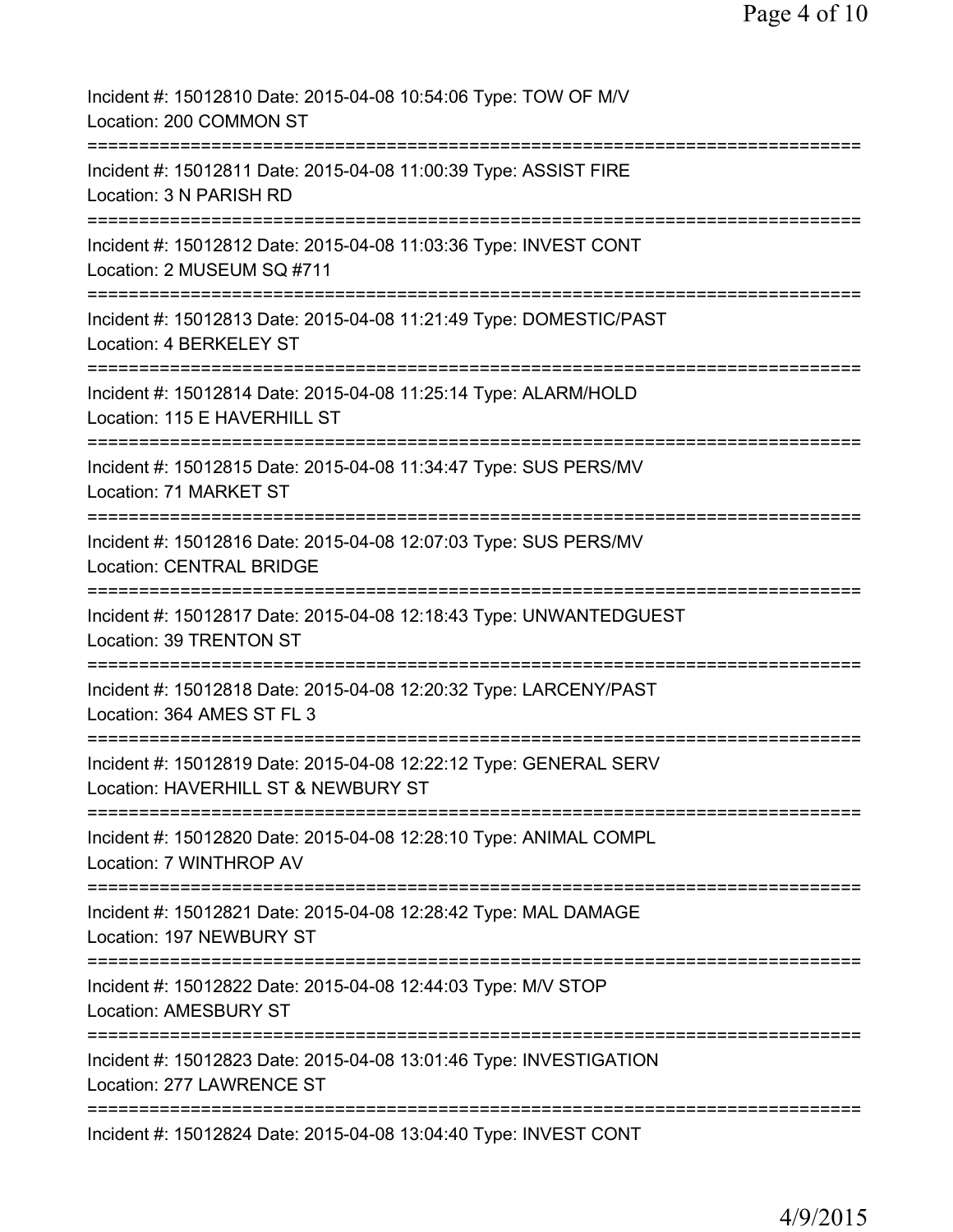Incident #: 15012810 Date: 2015-04-08 10:54:06 Type: TOW OF M/V
Location: 200 COMMON ST

===========================================================================

Incident #: 15012811 Date: 2015-04-08 11:00:39 Type: ASSIST FIRE
Location: 3 N PARISH RD

===========================================================================

Incident #: 15012812 Date: 2015-04-08 11:03:36 Type: INVEST CONT
Location: 2 MUSEUM SQ #711

===========================================================================

Incident #: 15012813 Date: 2015-04-08 11:21:49 Type: DOMESTIC/PAST
Location: 4 BERKELEY ST

===========================================================================

Incident #: 15012814 Date: 2015-04-08 11:25:14 Type: ALARM/HOLD
Location: 115 E HAVERHILL ST

===========================================================================

Incident #: 15012815 Date: 2015-04-08 11:34:47 Type: SUS PERS/MV
Location: 71 MARKET ST

===========================================================================

Incident #: 15012816 Date: 2015-04-08 12:07:03 Type: SUS PERS/MV
Location: CENTRAL BRIDGE

===========================================================================

Incident #: 15012817 Date: 2015-04-08 12:18:43 Type: UNWANTEDGUEST
Location: 39 TRENTON ST

===========================================================================

Incident #: 15012818 Date: 2015-04-08 12:20:32 Type: LARCENY/PAST
Location: 364 AMES ST FL 3

===========================================================================

Incident #: 15012819 Date: 2015-04-08 12:22:12 Type: GENERAL SERV
Location: HAVERHILL ST & NEWBURY ST

===========================================================================

Incident #: 15012820 Date: 2015-04-08 12:28:10 Type: ANIMAL COMPL
Location: 7 WINTHROP AV

===========================================================================

Incident #: 15012821 Date: 2015-04-08 12:28:42 Type: MAL DAMAGE
Location: 197 NEWBURY ST

===========================================================================

Incident #: 15012822 Date: 2015-04-08 12:44:03 Type: M/V STOP
Location: AMESBURY ST

===========================================================================

Incident #: 15012823 Date: 2015-04-08 13:01:46 Type: INVESTIGATION
Location: 277 LAWRENCE ST

===========================================================================

Incident #: 15012824 Date: 2015-04-08 13:04:40 Type: INVEST CONT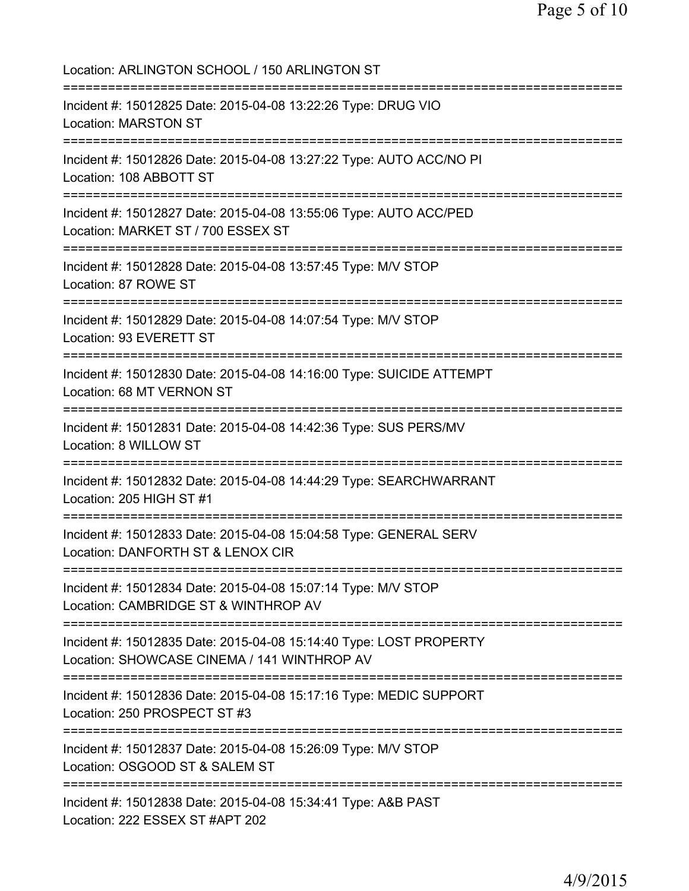Location: ARLINGTON SCHOOL / 150 ARLINGTON ST

===========================================================================

Incident #: 15012825 Date: 2015-04-08 13:22:26 Type: DRUG VIO
Location: MARSTON ST

===========================================================================

Incident #: 15012826 Date: 2015-04-08 13:27:22 Type: AUTO ACC/NO PI
Location: 108 ABBOTT ST

===========================================================================

Incident #: 15012827 Date: 2015-04-08 13:55:06 Type: AUTO ACC/PED
Location: MARKET ST / 700 ESSEX ST

===========================================================================

Incident #: 15012828 Date: 2015-04-08 13:57:45 Type: M/V STOP
Location: 87 ROWE ST

===========================================================================

Incident #: 15012829 Date: 2015-04-08 14:07:54 Type: M/V STOP
Location: 93 EVERETT ST

===========================================================================

Incident #: 15012830 Date: 2015-04-08 14:16:00 Type: SUICIDE ATTEMPT
Location: 68 MT VERNON ST

===========================================================================

Incident #: 15012831 Date: 2015-04-08 14:42:36 Type: SUS PERS/MV
Location: 8 WILLOW ST

===========================================================================

Incident #: 15012832 Date: 2015-04-08 14:44:29 Type: SEARCHWARRANT
Location: 205 HIGH ST #1

===========================================================================

Incident #: 15012833 Date: 2015-04-08 15:04:58 Type: GENERAL SERV
Location: DANFORTH ST & LENOX CIR

===========================================================================

Incident #: 15012834 Date: 2015-04-08 15:07:14 Type: M/V STOP
Location: CAMBRIDGE ST & WINTHROP AV

===========================================================================

Incident #: 15012835 Date: 2015-04-08 15:14:40 Type: LOST PROPERTY
Location: SHOWCASE CINEMA / 141 WINTHROP AV

===========================================================================

Incident #: 15012836 Date: 2015-04-08 15:17:16 Type: MEDIC SUPPORT
Location: 250 PROSPECT ST #3

===========================================================================

Incident #: 15012837 Date: 2015-04-08 15:26:09 Type: M/V STOP
Location: OSGOOD ST & SALEM ST

===========================================================================

Incident #: 15012838 Date: 2015-04-08 15:34:41 Type: A&B PAST
Location: 222 ESSEX ST #APT 202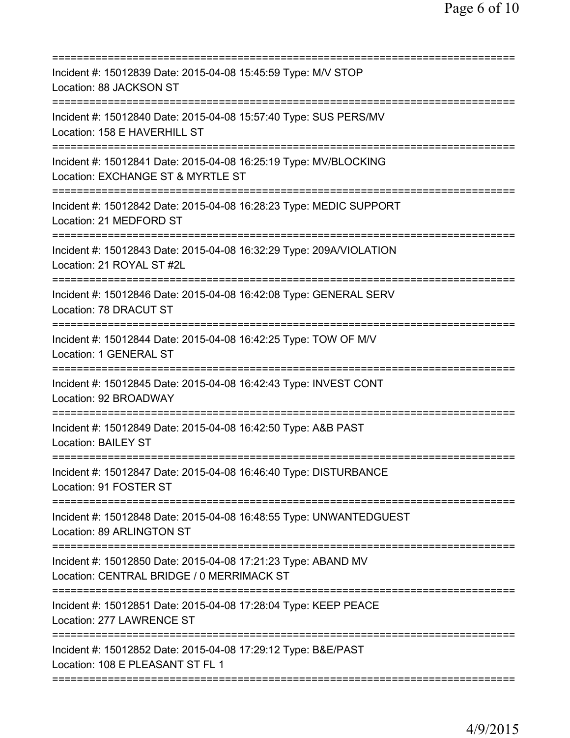==============================================================================
Incident #: 15012839 Date: 2015-04-08 15:45:59 Type: M/V STOP
Location: 88 JACKSON ST
==============================================================================
Incident #: 15012840 Date: 2015-04-08 15:57:40 Type: SUS PERS/MV
Location: 158 E HAVERHILL ST
==============================================================================
Incident #: 15012841 Date: 2015-04-08 16:25:19 Type: MV/BLOCKING
Location: EXCHANGE ST & MYRTLE ST
==============================================================================
Incident #: 15012842 Date: 2015-04-08 16:28:23 Type: MEDIC SUPPORT
Location: 21 MEDFORD ST
==============================================================================
Incident #: 15012843 Date: 2015-04-08 16:32:29 Type: 209A/VIOLATION
Location: 21 ROYAL ST #2L
==============================================================================
Incident #: 15012846 Date: 2015-04-08 16:42:08 Type: GENERAL SERV
Location: 78 DRACUT ST
==============================================================================
Incident #: 15012844 Date: 2015-04-08 16:42:25 Type: TOW OF M/V
Location: 1 GENERAL ST
==============================================================================
Incident #: 15012845 Date: 2015-04-08 16:42:43 Type: INVEST CONT
Location: 92 BROADWAY
==============================================================================
Incident #: 15012849 Date: 2015-04-08 16:42:50 Type: A&B PAST
Location: BAILEY ST
==============================================================================
Incident #: 15012847 Date: 2015-04-08 16:46:40 Type: DISTURBANCE
Location: 91 FOSTER ST
==============================================================================
Incident #: 15012848 Date: 2015-04-08 16:48:55 Type: UNWANTEDGUEST
Location: 89 ARLINGTON ST
==============================================================================
Incident #: 15012850 Date: 2015-04-08 17:21:23 Type: ABAND MV
Location: CENTRAL BRIDGE / 0 MERRIMACK ST
==============================================================================
Incident #: 15012851 Date: 2015-04-08 17:28:04 Type: KEEP PEACE
Location: 277 LAWRENCE ST
==============================================================================
Incident #: 15012852 Date: 2015-04-08 17:29:12 Type: B&E/PAST
Location: 108 E PLEASANT ST FL 1
==============================================================================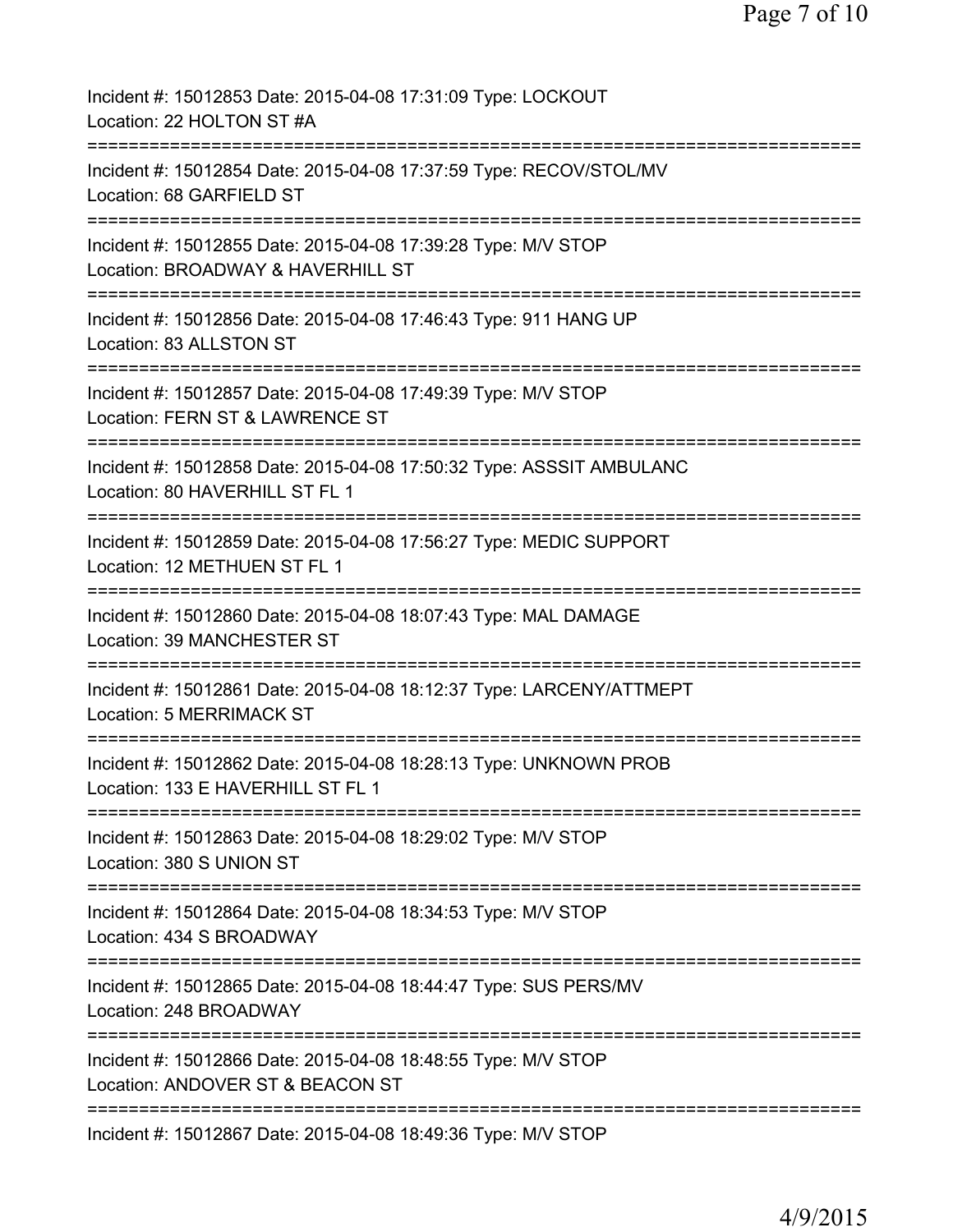Incident #: 15012853 Date: 2015-04-08 17:31:09 Type: LOCKOUT
Location: 22 HOLTON ST #A

===========================================================================

Incident #: 15012854 Date: 2015-04-08 17:37:59 Type: RECOV/STOL/MV
Location: 68 GARFIELD ST

===========================================================================

Incident #: 15012855 Date: 2015-04-08 17:39:28 Type: M/V STOP
Location: BROADWAY & HAVERHILL ST

===========================================================================

Incident #: 15012856 Date: 2015-04-08 17:46:43 Type: 911 HANG UP
Location: 83 ALLSTON ST

===========================================================================

Incident #: 15012857 Date: 2015-04-08 17:49:39 Type: M/V STOP
Location: FERN ST & LAWRENCE ST

===========================================================================

Incident #: 15012858 Date: 2015-04-08 17:50:32 Type: ASSSIT AMBULANC
Location: 80 HAVERHILL ST FL 1

===========================================================================

Incident #: 15012859 Date: 2015-04-08 17:56:27 Type: MEDIC SUPPORT
Location: 12 METHUEN ST FL 1

===========================================================================

Incident #: 15012860 Date: 2015-04-08 18:07:43 Type: MAL DAMAGE
Location: 39 MANCHESTER ST

===========================================================================

Incident #: 15012861 Date: 2015-04-08 18:12:37 Type: LARCENY/ATTMEPT
Location: 5 MERRIMACK ST

===========================================================================

Incident #: 15012862 Date: 2015-04-08 18:28:13 Type: UNKNOWN PROB
Location: 133 E HAVERHILL ST FL 1

===========================================================================

Incident #: 15012863 Date: 2015-04-08 18:29:02 Type: M/V STOP
Location: 380 S UNION ST

===========================================================================

Incident #: 15012864 Date: 2015-04-08 18:34:53 Type: M/V STOP
Location: 434 S BROADWAY

===========================================================================

Incident #: 15012865 Date: 2015-04-08 18:44:47 Type: SUS PERS/MV
Location: 248 BROADWAY

===========================================================================

Incident #: 15012866 Date: 2015-04-08 18:48:55 Type: M/V STOP
Location: ANDOVER ST & BEACON ST

===========================================================================

Incident #: 15012867 Date: 2015-04-08 18:49:36 Type: M/V STOP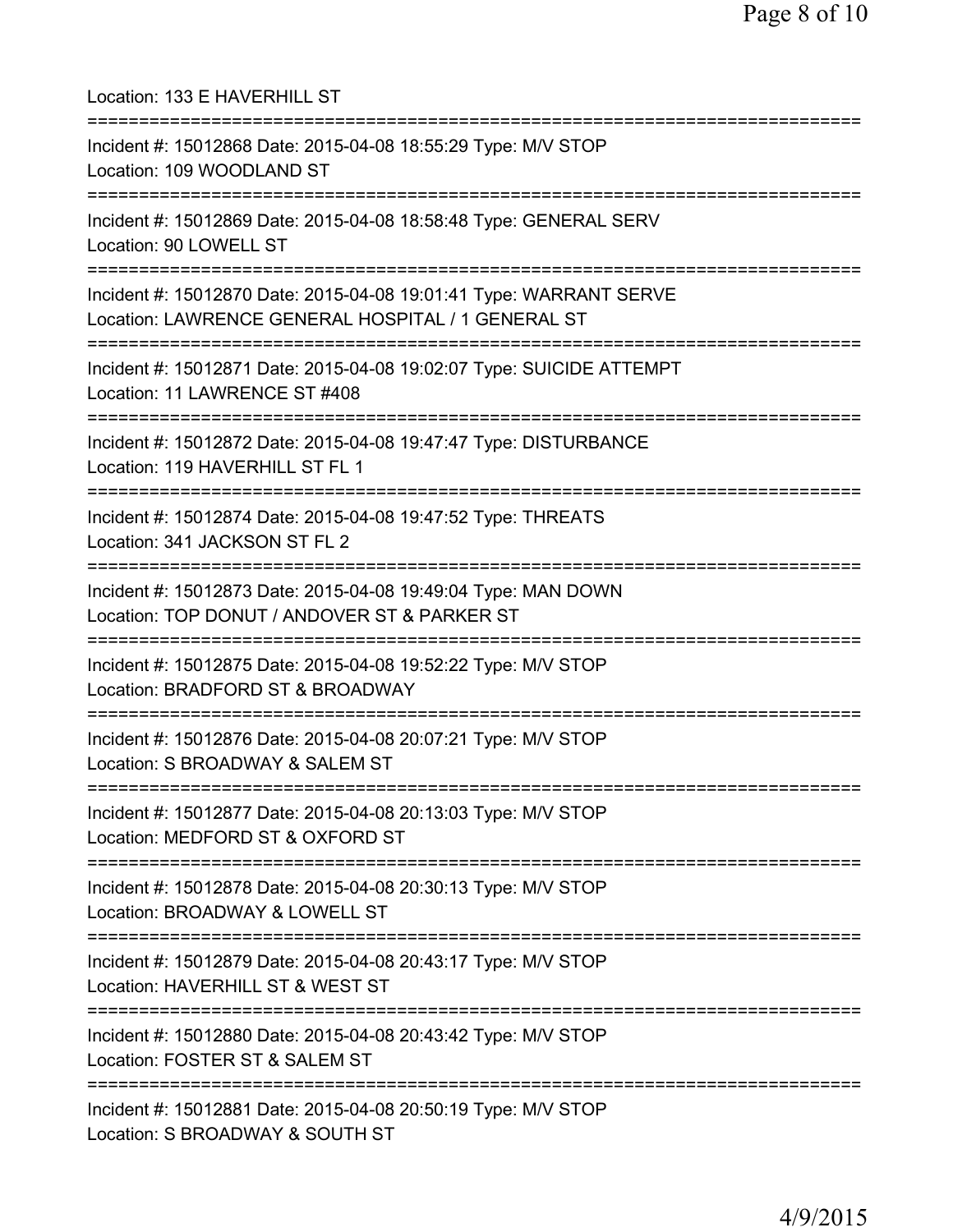Location: 133 E HAVERHILL ST

===========================================================================

Incident #: 15012868 Date: 2015-04-08 18:55:29 Type: M/V STOP
Location: 109 WOODLAND ST

===========================================================================

Incident #: 15012869 Date: 2015-04-08 18:58:48 Type: GENERAL SERV
Location: 90 LOWELL ST

===========================================================================

Incident #: 15012870 Date: 2015-04-08 19:01:41 Type: WARRANT SERVE
Location: LAWRENCE GENERAL HOSPITAL / 1 GENERAL ST

===========================================================================

Incident #: 15012871 Date: 2015-04-08 19:02:07 Type: SUICIDE ATTEMPT
Location: 11 LAWRENCE ST #408

===========================================================================

Incident #: 15012872 Date: 2015-04-08 19:47:47 Type: DISTURBANCE
Location: 119 HAVERHILL ST FL 1

===========================================================================

Incident #: 15012874 Date: 2015-04-08 19:47:52 Type: THREATS
Location: 341 JACKSON ST FL 2

===========================================================================

Incident #: 15012873 Date: 2015-04-08 19:49:04 Type: MAN DOWN
Location: TOP DONUT / ANDOVER ST & PARKER ST

===========================================================================

Incident #: 15012875 Date: 2015-04-08 19:52:22 Type: M/V STOP
Location: BRADFORD ST & BROADWAY

===========================================================================

Incident #: 15012876 Date: 2015-04-08 20:07:21 Type: M/V STOP
Location: S BROADWAY & SALEM ST

===========================================================================

Incident #: 15012877 Date: 2015-04-08 20:13:03 Type: M/V STOP
Location: MEDFORD ST & OXFORD ST

===========================================================================

Incident #: 15012878 Date: 2015-04-08 20:30:13 Type: M/V STOP
Location: BROADWAY & LOWELL ST

===========================================================================

Incident #: 15012879 Date: 2015-04-08 20:43:17 Type: M/V STOP
Location: HAVERHILL ST & WEST ST

===========================================================================

Incident #: 15012880 Date: 2015-04-08 20:43:42 Type: M/V STOP
Location: FOSTER ST & SALEM ST

===========================================================================

Incident #: 15012881 Date: 2015-04-08 20:50:19 Type: M/V STOP
Location: S BROADWAY & SOUTH ST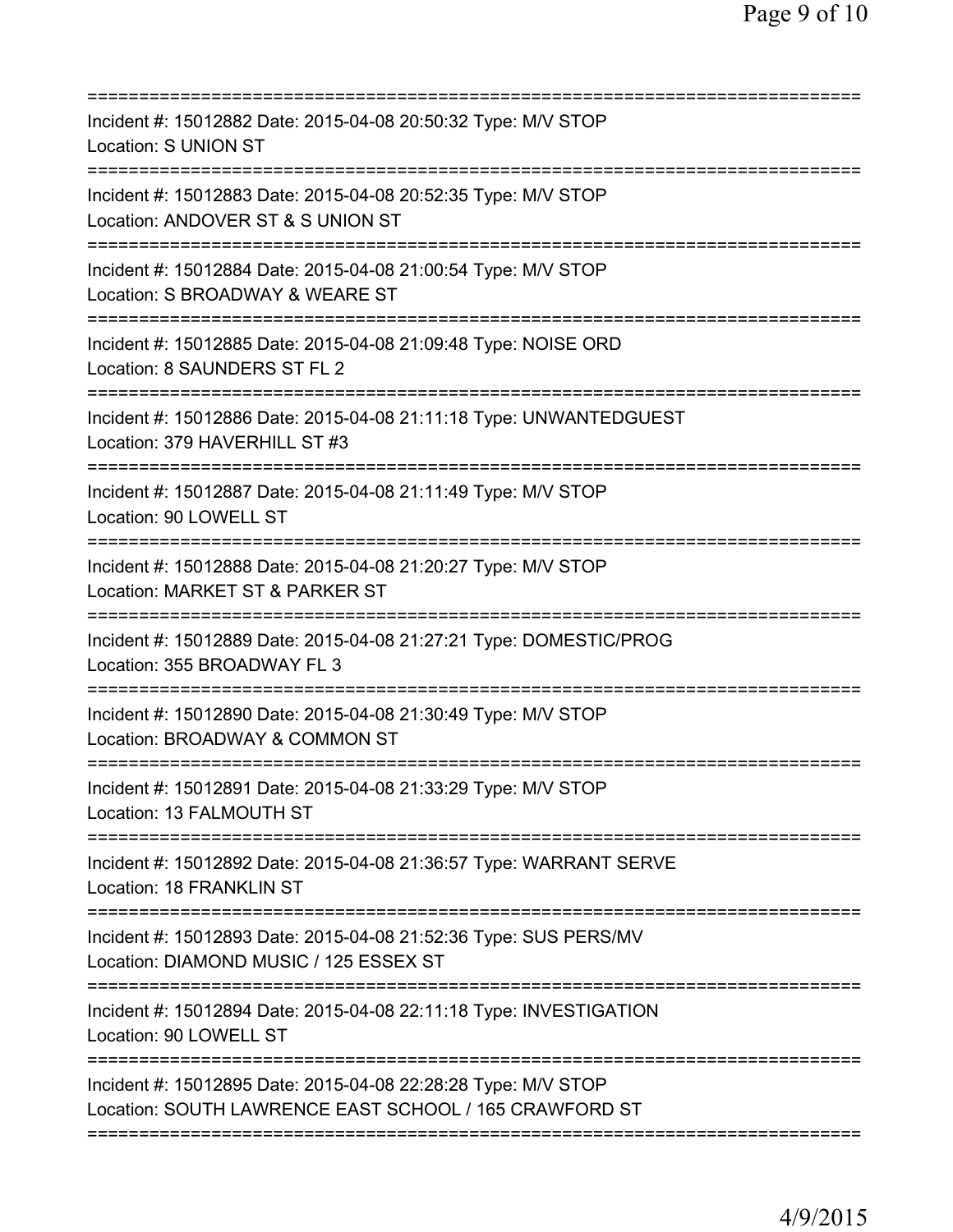===========================================================================
Incident #: 15012882 Date: 2015-04-08 20:50:32 Type: M/V STOP
Location: S UNION ST
===========================================================================
Incident #: 15012883 Date: 2015-04-08 20:52:35 Type: M/V STOP
Location: ANDOVER ST & S UNION ST
===========================================================================
Incident #: 15012884 Date: 2015-04-08 21:00:54 Type: M/V STOP
Location: S BROADWAY & WEARE ST
===========================================================================
Incident #: 15012885 Date: 2015-04-08 21:09:48 Type: NOISE ORD
Location: 8 SAUNDERS ST FL 2
===========================================================================
Incident #: 15012886 Date: 2015-04-08 21:11:18 Type: UNWANTEDGUEST
Location: 379 HAVERHILL ST #3
===========================================================================
Incident #: 15012887 Date: 2015-04-08 21:11:49 Type: M/V STOP
Location: 90 LOWELL ST
===========================================================================
Incident #: 15012888 Date: 2015-04-08 21:20:27 Type: M/V STOP
Location: MARKET ST & PARKER ST
===========================================================================
Incident #: 15012889 Date: 2015-04-08 21:27:21 Type: DOMESTIC/PROG
Location: 355 BROADWAY FL 3
===========================================================================
Incident #: 15012890 Date: 2015-04-08 21:30:49 Type: M/V STOP
Location: BROADWAY & COMMON ST
===========================================================================
Incident #: 15012891 Date: 2015-04-08 21:33:29 Type: M/V STOP
Location: 13 FALMOUTH ST
===========================================================================
Incident #: 15012892 Date: 2015-04-08 21:36:57 Type: WARRANT SERVE
Location: 18 FRANKLIN ST
===========================================================================
Incident #: 15012893 Date: 2015-04-08 21:52:36 Type: SUS PERS/MV
Location: DIAMOND MUSIC / 125 ESSEX ST
===========================================================================
Incident #: 15012894 Date: 2015-04-08 22:11:18 Type: INVESTIGATION
Location: 90 LOWELL ST
===========================================================================
Incident #: 15012895 Date: 2015-04-08 22:28:28 Type: M/V STOP
Location: SOUTH LAWRENCE EAST SCHOOL / 165 CRAWFORD ST
===========================================================================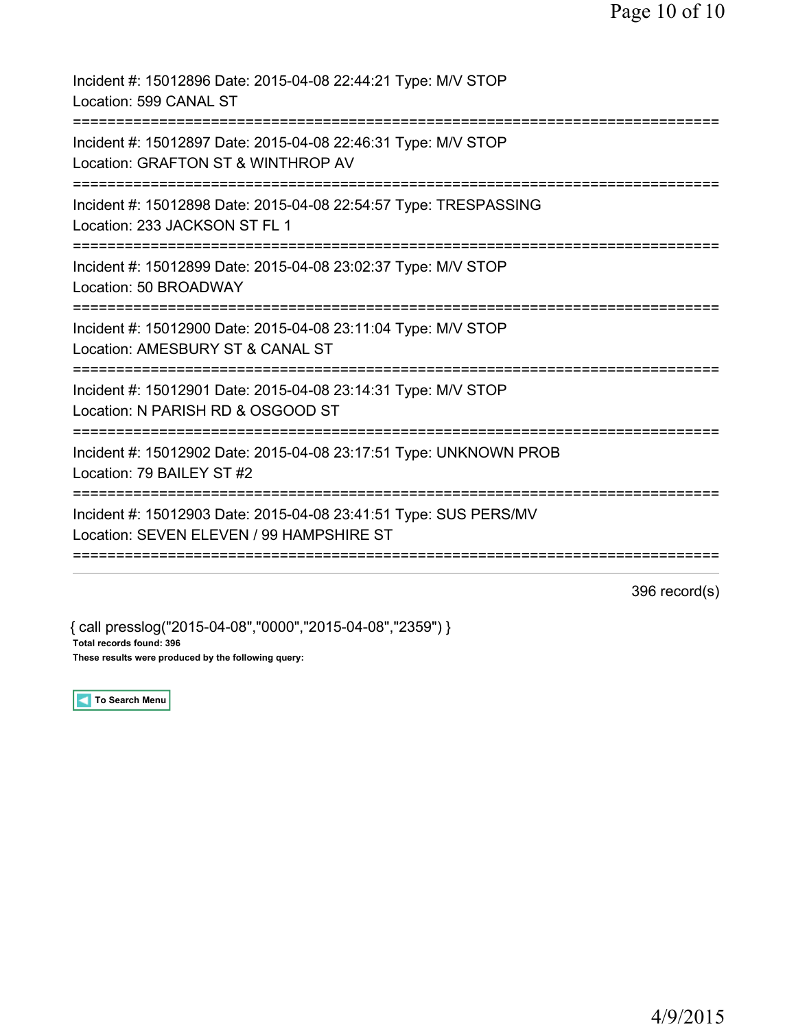Incident #: 15012896 Date: 2015-04-08 22:44:21 Type: M/V STOP
Location: 599 CANAL ST

===========================================================================

Incident #: 15012897 Date: 2015-04-08 22:46:31 Type: M/V STOP
Location: GRAFTON ST & WINTHROP AV

===========================================================================

Incident #: 15012898 Date: 2015-04-08 22:54:57 Type: TRESPASSING
Location: 233 JACKSON ST FL 1

===========================================================================

Incident #: 15012899 Date: 2015-04-08 23:02:37 Type: M/V STOP
Location: 50 BROADWAY

===========================================================================

Incident #: 15012900 Date: 2015-04-08 23:11:04 Type: M/V STOP
Location: AMESBURY ST & CANAL ST

===========================================================================

Incident #: 15012901 Date: 2015-04-08 23:14:31 Type: M/V STOP
Location: N PARISH RD & OSGOOD ST

===========================================================================

Incident #: 15012902 Date: 2015-04-08 23:17:51 Type: UNKNOWN PROB
Location: 79 BAILEY ST #2

===========================================================================

Incident #: 15012903 Date: 2015-04-08 23:41:51 Type: SUS PERS/MV
Location: SEVEN ELEVEN / 99 HAMPSHIRE ST

===========================================================================

396 record(s)

{ call presslog("2015-04-08","0000","2015-04-08","2359") }

**Total records found: 396**

**These results were produced by the following query:**

To Search Menu